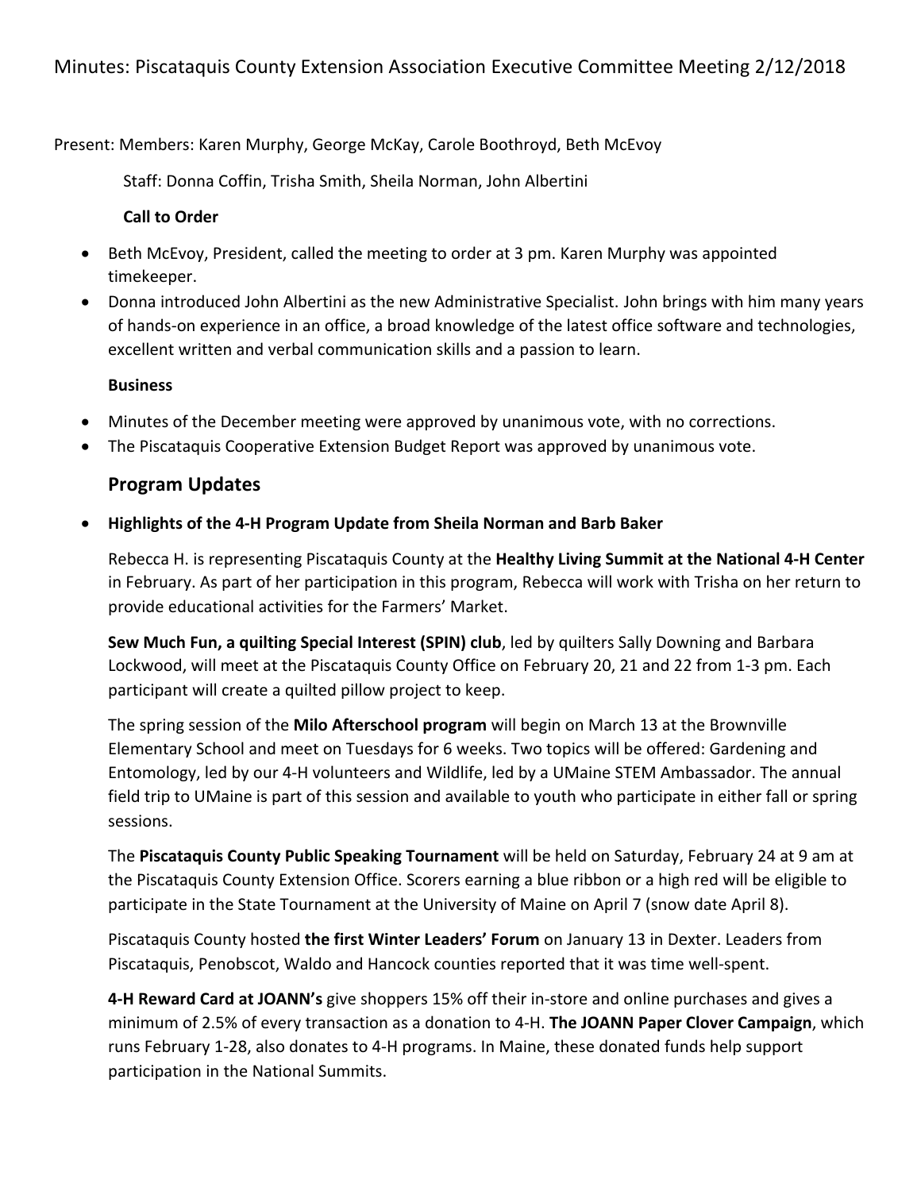# Minutes: Piscataquis County Extension Association Executive Committee Meeting 2/12/2018

Present: Members: Karen Murphy, George McKay, Carole Boothroyd, Beth McEvoy

Staff: Donna Coffin, Trisha Smith, Sheila Norman, John Albertini

**Call to Order**

- Beth McEvoy, President, called the meeting to order at 3 pm. Karen Murphy was appointed timekeeper.
- Donna introduced John Albertini as the new Administrative Specialist. John brings with him many years of hands-on experience in an office, a broad knowledge of the latest office software and technologies, excellent written and verbal communication skills and a passion to learn.

**Business**

- Minutes of the December meeting were approved by unanimous vote, with no corrections.
- The Piscataquis Cooperative Extension Budget Report was approved by unanimous vote.

## Program Updates

- **Highlights of the 4-H Program Update from Sheila Norman and Barb Baker**

  Rebecca H. is representing Piscataquis County at the **Healthy Living Summit at the National 4-H Center** in February. As part of her participation in this program, Rebecca will work with Trisha on her return to provide educational activities for the Farmers' Market.

  **Sew Much Fun, a quilting Special Interest (SPIN) club**, led by quilters Sally Downing and Barbara Lockwood, will meet at the Piscataquis County Office on February 20, 21 and 22 from 1-3 pm. Each participant will create a quilted pillow project to keep.

  The spring session of the **Milo Afterschool program** will begin on March 13 at the Brownville Elementary School and meet on Tuesdays for 6 weeks. Two topics will be offered: Gardening and Entomology, led by our 4-H volunteers and Wildlife, led by a UMaine STEM Ambassador. The annual field trip to UMaine is part of this session and available to youth who participate in either fall or spring sessions.

  The **Piscataquis County Public Speaking Tournament** will be held on Saturday, February 24 at 9 am at the Piscataquis County Extension Office. Scorers earning a blue ribbon or a high red will be eligible to participate in the State Tournament at the University of Maine on April 7 (snow date April 8).

  Piscataquis County hosted **the first Winter Leaders' Forum** on January 13 in Dexter. Leaders from Piscataquis, Penobscot, Waldo and Hancock counties reported that it was time well-spent.

  **4-H Reward Card at JOANN's** give shoppers 15% off their in-store and online purchases and gives a minimum of 2.5% of every transaction as a donation to 4-H. **The JOANN Paper Clover Campaign**, which runs February 1-28, also donates to 4-H programs. In Maine, these donated funds help support participation in the National Summits.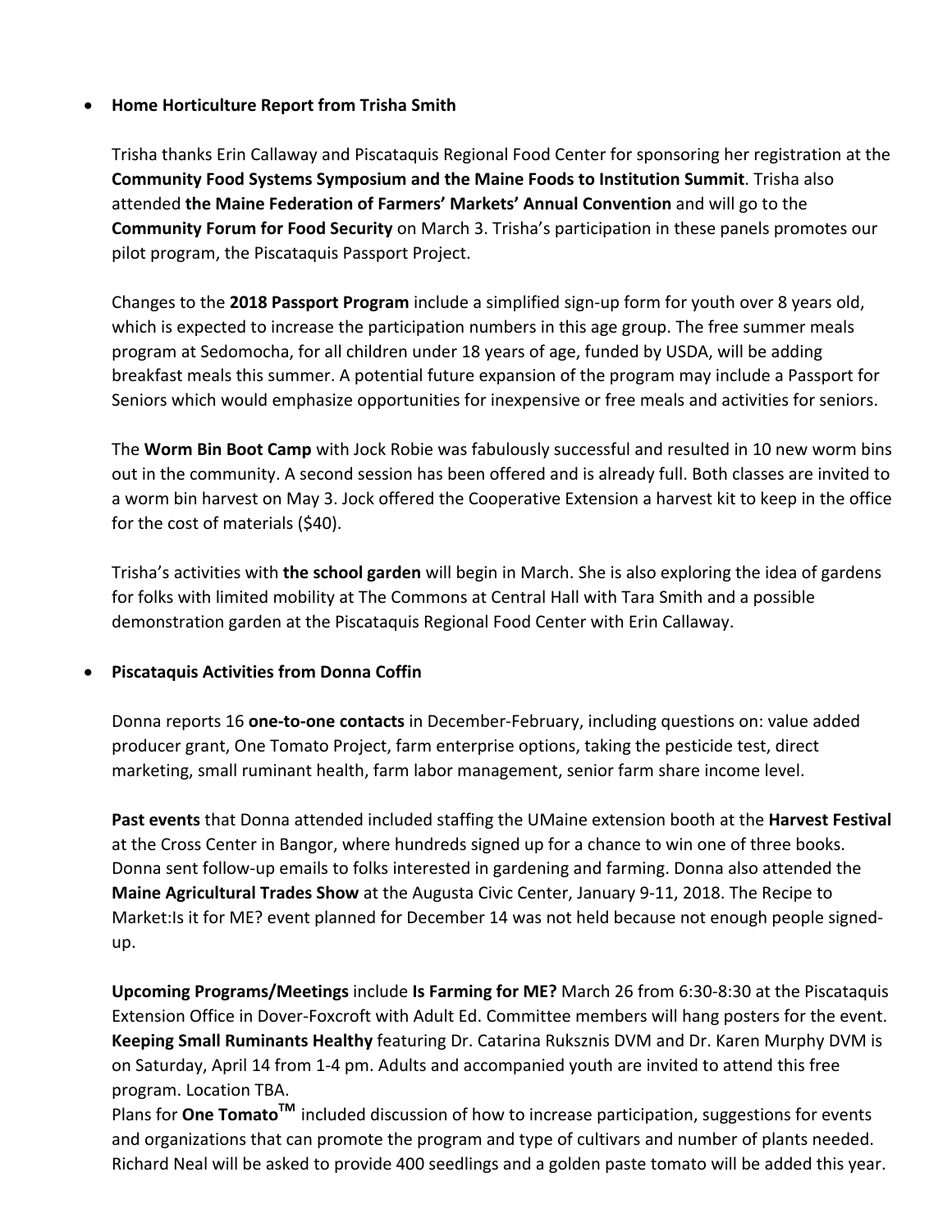- **Home Horticulture Report from Trisha Smith**

  Trisha thanks Erin Callaway and Piscataquis Regional Food Center for sponsoring her registration at the **Community Food Systems Symposium and the Maine Foods to Institution Summit**. Trisha also attended **the Maine Federation of Farmers' Markets' Annual Convention** and will go to the **Community Forum for Food Security** on March 3. Trisha's participation in these panels promotes our pilot program, the Piscataquis Passport Project.

  Changes to the **2018 Passport Program** include a simplified sign-up form for youth over 8 years old, which is expected to increase the participation numbers in this age group. The free summer meals program at Sedomocha, for all children under 18 years of age, funded by USDA, will be adding breakfast meals this summer. A potential future expansion of the program may include a Passport for Seniors which would emphasize opportunities for inexpensive or free meals and activities for seniors.

  The **Worm Bin Boot Camp** with Jock Robie was fabulously successful and resulted in 10 new worm bins out in the community. A second session has been offered and is already full. Both classes are invited to a worm bin harvest on May 3. Jock offered the Cooperative Extension a harvest kit to keep in the office for the cost of materials ($40).

  Trisha's activities with **the school garden** will begin in March. She is also exploring the idea of gardens for folks with limited mobility at The Commons at Central Hall with Tara Smith and a possible demonstration garden at the Piscataquis Regional Food Center with Erin Callaway.

- **Piscataquis Activities from Donna Coffin**

  Donna reports 16 **one-to-one contacts** in December-February, including questions on: value added producer grant, One Tomato Project, farm enterprise options, taking the pesticide test, direct marketing, small ruminant health, farm labor management, senior farm share income level.

  **Past events** that Donna attended included staffing the UMaine extension booth at the **Harvest Festival** at the Cross Center in Bangor, where hundreds signed up for a chance to win one of three books. Donna sent follow-up emails to folks interested in gardening and farming. Donna also attended the **Maine Agricultural Trades Show** at the Augusta Civic Center, January 9-11, 2018. The Recipe to Market:Is it for ME? event planned for December 14 was not held because not enough people signed-up.

  **Upcoming Programs/Meetings** include **Is Farming for ME?** March 26 from 6:30-8:30 at the Piscataquis Extension Office in Dover-Foxcroft with Adult Ed. Committee members will hang posters for the event. **Keeping Small Ruminants Healthy** featuring Dr. Catarina Ruksznis DVM and Dr. Karen Murphy DVM is on Saturday, April 14 from 1-4 pm. Adults and accompanied youth are invited to attend this free program. Location TBA.
  Plans for **One Tomato™** included discussion of how to increase participation, suggestions for events and organizations that can promote the program and type of cultivars and number of plants needed. Richard Neal will be asked to provide 400 seedlings and a golden paste tomato will be added this year.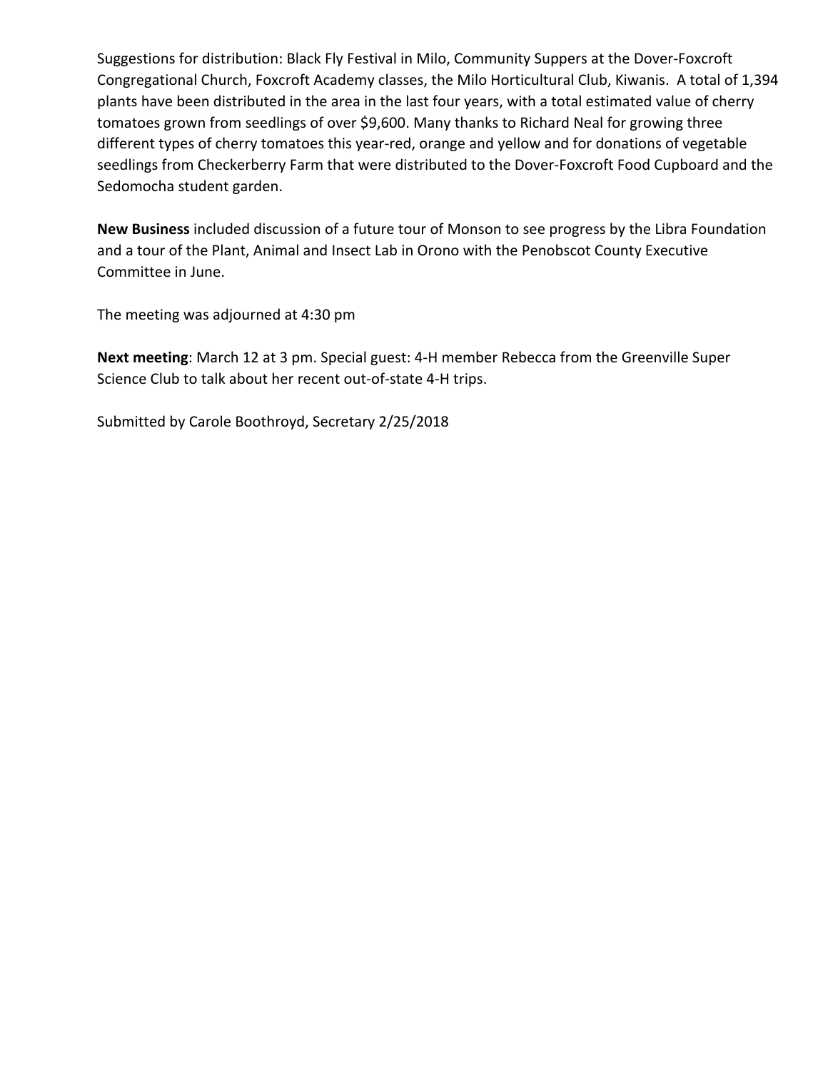Suggestions for distribution: Black Fly Festival in Milo, Community Suppers at the Dover-Foxcroft Congregational Church, Foxcroft Academy classes, the Milo Horticultural Club, Kiwanis. A total of 1,394 plants have been distributed in the area in the last four years, with a total estimated value of cherry tomatoes grown from seedlings of over $9,600. Many thanks to Richard Neal for growing three different types of cherry tomatoes this year-red, orange and yellow and for donations of vegetable seedlings from Checkerberry Farm that were distributed to the Dover-Foxcroft Food Cupboard and the Sedomocha student garden.

**New Business** included discussion of a future tour of Monson to see progress by the Libra Foundation and a tour of the Plant, Animal and Insect Lab in Orono with the Penobscot County Executive Committee in June.

The meeting was adjourned at 4:30 pm

**Next meeting**: March 12 at 3 pm. Special guest: 4-H member Rebecca from the Greenville Super Science Club to talk about her recent out-of-state 4-H trips.

Submitted by Carole Boothroyd, Secretary 2/25/2018